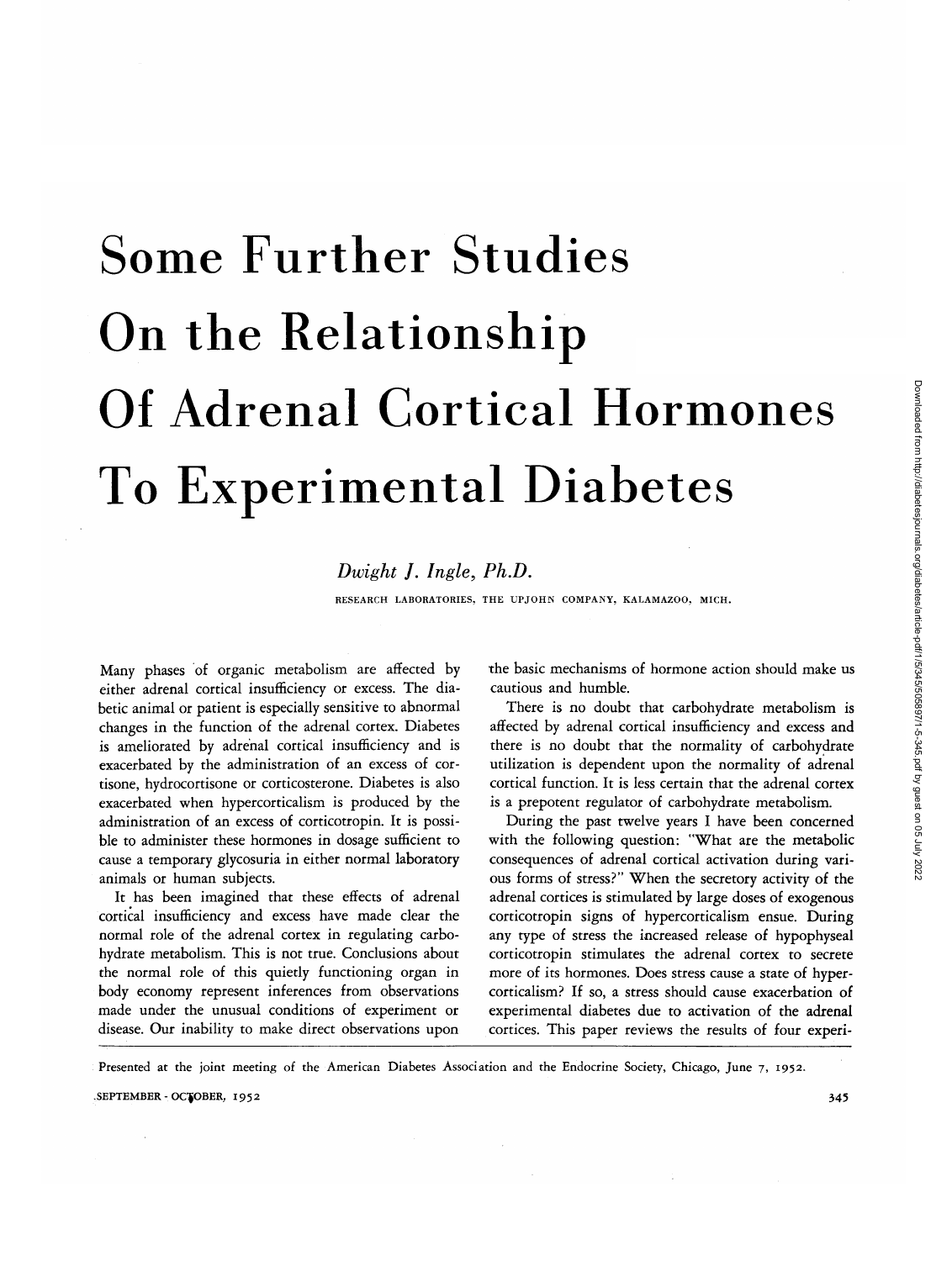# Some Further Studies On the Relationship Of Adrenal Cortical Hormones To Experimental Diabetes

*Dwight J. Ingle, Ph.D.*

RESEARCH LABORATORIES, THE UPJOHN COMPANY, KALAMAZOO, MICH.

Many phases of organic metabolism are affected by either adrenal cortical insufficiency or excess. The diabetic animal or patient is especially sensitive to abnormal changes in the function of the adrenal cortex. Diabetes is ameliorated by adrenal cortical insufficiency and is exacerbated by the administration of an excess of cortisone, hydrocortisone or corticosterone. Diabetes is also exacerbated when hypercorticalism is produced by the administration of an excess of corticotropin. It is possible to administer these hormones in dosage sufficient to cause a temporary glycosuria in either normal laboratory animals or human subjects.

It has been imagined that these effects of adrenal cortical insufficiency and excess have made clear the normal role of the adrenal cortex in regulating carbohydrate metabolism. This is not true. Conclusions about the normal role of this quietly functioning organ in body economy represent inferences from observations made under the unusual conditions of experiment or disease. Our inability to make direct observations upon the basic mechanisms of hormone action should make us cautious and humble.

There is no doubt that carbohydrate metabolism is affected by adrenal cortical insufficiency and excess and there is no doubt that the normality of carbohydrate utilization is dependent upon the normality of adrenal cortical function. It is less certain that the adrenal cortex is a prepotent regulator of carbohydrate metabolism.

During the past twelve years I have been concerned with the following question: "What are the metabolic consequences of adrenal cortical activation during various forms of stress?" When the secretory activity of the adrenal cortices is stimulated by large doses of corticotropin signs of hypercorticalism ensue. During any type of stress the increased release of hypophyseal corticotropin stimulates the adrenal cortex to secrete more of its hormones. Does stress cause a state of hypercorticalism? If so, a stress should cause exacerbation of experimental diabetes due to activation of the adrenal cortices. This paper reviews the results of four experi-

Presented at the joint meeting of the American Diabetes Association and the Endocrine Society, Chicago, June 7, 1952.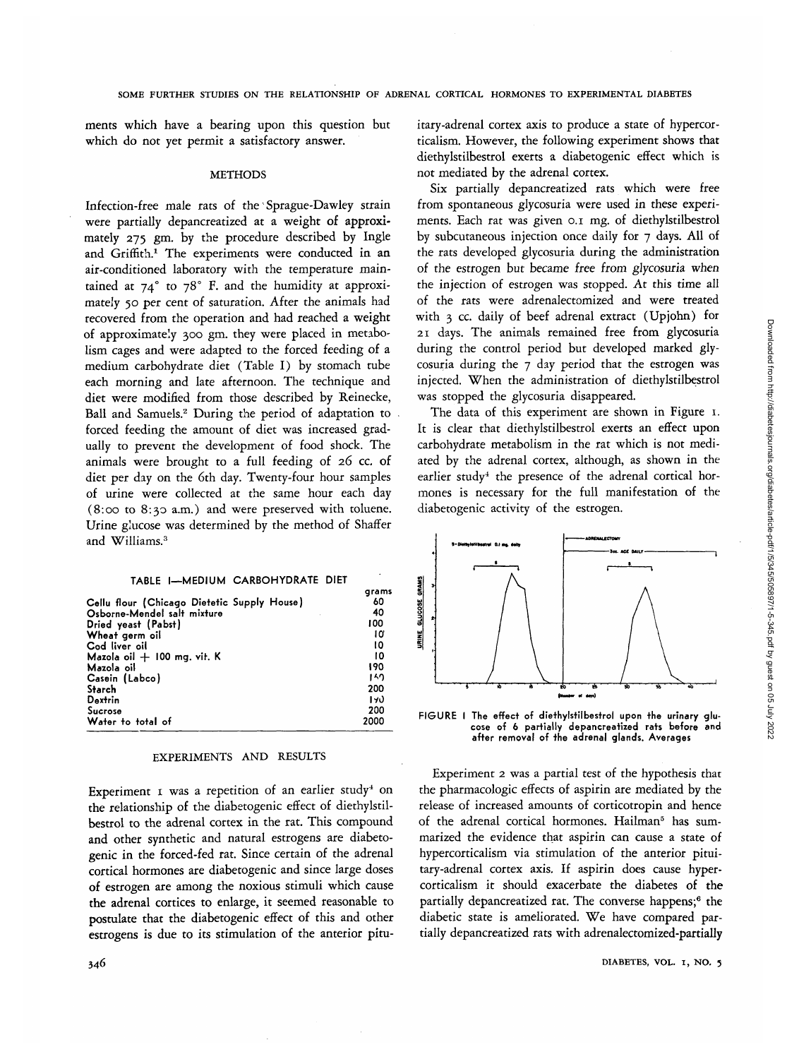ments which have a bearing upon this question but which do not yet permit a satisfactory answer.

## METHODS

Infection-free male rats of the Sprague-Dawley strain were partially depancreatized at a weight of approximately 275 gm. by the procedure described by Ingle and Griffith.[1] The experiments were conducted in an air-conditioned laboratory with the temperature maintained at 74° to 78° F. and the humidity at approximately 50 per cent of saturation. After the animals had recovered from the operation and had reached a weight of approximately 300 gm. they were placed in metabolism cages and were adapted to the forced feeding of a medium carbohydrate diet (Table I) by stomach tube each morning and late afternoon. The technique and diet were modified from those described by Reinecke, Ball and Samuels.[2] During the period of adaptation to forced feeding the amount of diet was increased gradually to prevent the development of food shock. The animals were brought to a full feeding of 26 cc. of diet per day on the 6th day. Twenty-four hour samples of urine were collected at the same hour each day (8:00 to 8:30 a.m.) and were preserved with toluene. Urine glucose was determined by the method of Shaffer and Williams.[3]

TABLE I—MEDIUM CARBOHYDRATE DIET

| | grams |
|---|---|
| Cellu flour (Chicago Dietetic Supply House) | 60 |
| Osborne-Mendel salt mixture | 40 |
| Dried yeast (Pabst) | 100 |
| Wheat germ oil | 10 |
| Cod liver oil | 10 |
| Mazola oil + 100 mg. vit. K | 10 |
| Mazola oil | 190 |
| Casein (Labco) | 140 |
| Starch | 200 |
| Dextrin | 190 |
| Sucrose | 200 |
| Water to total of | 2000 |

## EXPERIMENTS AND RESULTS

Experiment 1 was a repetition of an earlier study[4] on the relationship of the diabetogenic effect of diethylstilbestrol to the adrenal cortex in the rat. This compound and other synthetic and natural estrogens are diabetogenic in the forced-fed rat. Since certain of the adrenal cortical hormones are diabetogenic and since large doses of estrogen are among the noxious stimuli which cause the adrenal cortices to enlarge, it seemed reasonable to postulate that the diabetogenic effect of this and other estrogens is due to its stimulation of the anterior pituitary-adrenal cortex axis to produce a state of hypercorticalism. However, the following experiment shows that diethylstilbestrol exerts a diabetogenic effect which is not mediated by the adrenal cortex.

Six partially depancreatized rats which were free from spontaneous glycosuria were used in these experiments. Each rat was given 0.1 mg. of diethylstilbestrol by subcutaneous injection once daily for 7 days. All of the rats developed glycosuria during the administration of the estrogen but became free from glycosuria when the injection of estrogen was stopped. At this time all of the rats were adrenalectomized and were treated with 3 cc. daily of beef adrenal extract (Upjohn) for 21 days. The animals remained free from glycosuria during the control period but developed marked glycosuria during the 7 day period that the estrogen was injected. When the administration of diethylstilbestrol was stopped the glycosuria disappeared.

The data of this experiment are shown in Figure 1. It is clear that diethylstilbestrol exerts an effect upon carbohydrate metabolism in the rat which is not mediated by the adrenal cortex, although, as shown in the earlier study[4] the presence of the adrenal cortical hormones is necessary for the full manifestation of the diabetogenic activity of the estrogen.

FIGURE 1 The effect of diethylstilbestrol upon the urinary glucose of 6 partially depancreatized rats before and after removal of the adrenal glands. Averages

Experiment 2 was a partial test of the hypothesis that the pharmacologic effects of aspirin are mediated by the release of increased amounts of corticotropin and hence of the adrenal cortical hormones. Hailman[5] has summarized the evidence that aspirin can cause a state of hypercorticalism via stimulation of the anterior pituitary-adrenal cortex axis. If aspirin does cause hypercorticalism it should exacerbate the diabetes of the partially depancreatized rat. The converse happens;[6] the diabetic state is ameliorated. We have compared partially depancreatized rats with adrenalectomized-partially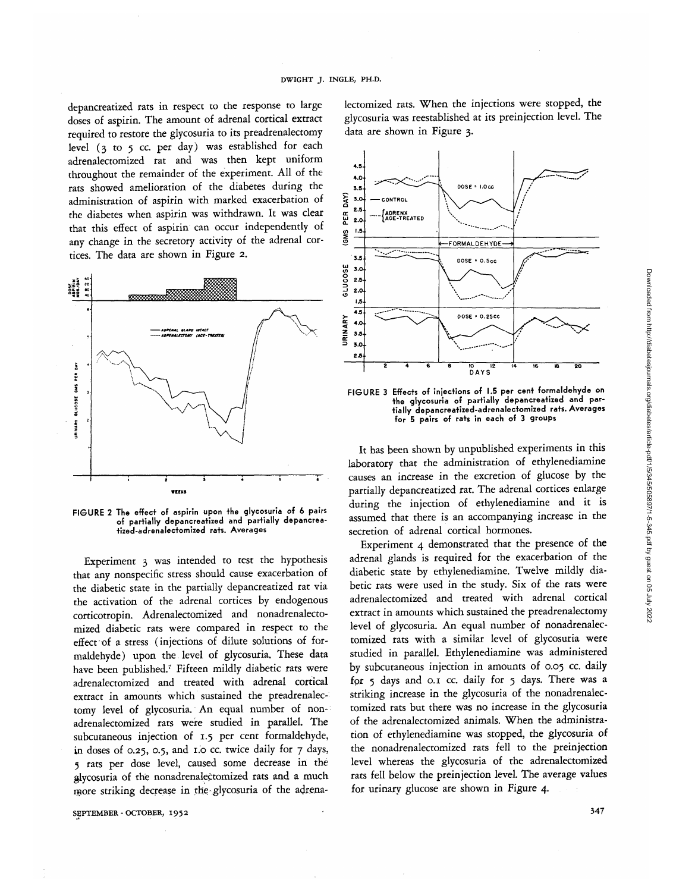depancreatized rats in respect to the response to large doses of aspirin. The amount of adrenal cortical extract required to restore the glycosuria to its preadrenalectomy level (3 to 5 cc. per day) was established for each adrenalectomized rat and was then kept uniform throughout the remainder of the experiment. All of the rats showed amelioration of the diabetes during the administration of aspirin with marked exacerbation of the diabetes when aspirin was withdrawn. It was clear that this effect of aspirin can occur independently of any change in the secretory activity of the adrenal cortices. The data are shown in Figure 2.

FIGURE 2 The effect of aspirin upon the glycosuria of 6 pairs of partially depancreatized and partially depancreatized-adrenalectomized rats. Averages

Experiment 3 was intended to test the hypothesis that any nonspecific stress should cause exacerbation of the diabetic state in the partially depancreatized rat via the activation of the adrenal cortices by endogenous corticotropin. Adrenalectomized and nonadrenalectomized diabetic rats were compared in respect to the effect of a stress (injections of dilute solutions of formaldehyde) upon the level of glycosuria. These data have been published.[7] Fifteen mildly diabetic rats were adrenalectomized and treated with adrenal cortical extract in amounts which sustained the preadrenalectomy level of glycosuria. An equal number of nonadrenalectomized rats were studied in parallel. The subcutaneous injection of 1.5 per cent formaldehyde, in doses of 0.25, 0.5, and 1.0 cc. twice daily for 7 days, 5 rats per dose level, caused some decrease in the glycosuria of the nonadrenalectomized rats and a much more striking decrease in the glycosuria of the adrenalectomized rats. When the injections were stopped, the glycosuria was reestablished at its preinjection level. The data are shown in Figure 3.

FIGURE 3 Effects of injections of 1.5 per cent formaldehyde on the glycosuria of partially depancreatized and partially depancreatized-adrenalectomized rats. Averages for 5 pairs of rats in each of 3 groups

It has been shown by unpublished experiments in this laboratory that the administration of ethylenediamine causes an increase in the excretion of glucose by the partially depancreatized rat. The adrenal cortices enlarge during the injection of ethylenediamine and it is assumed that there is an accompanying increase in the secretion of adrenal cortical hormones.

Experiment 4 demonstrated that the presence of the adrenal glands is required for the exacerbation of the diabetic state by ethylenediamine. Twelve mildly diabetic rats were used in the study. Six of the rats were adrenalectomized and treated with adrenal cortical extract in amounts which sustained the preadrenalectomy level of glycosuria. An equal number of nonadrenalectomized rats with a similar level of glycosuria were studied in parallel. Ethylenediamine was administered by subcutaneous injection in amounts of 0.05 cc. daily for 5 days and 0.1 cc. daily for 5 days. There was a striking increase in the glycosuria of the nonadrenalectomized rats but there was no increase in the glycosuria of the adrenalectomized animals. When the administration of ethylenediamine was stopped, the glycosuria of the nonadrenalectomized rats fell to the preinjection level whereas the glycosuria of the adrenalectomized rats fell below the preinjection level. The average values for urinary glucose are shown in Figure 4.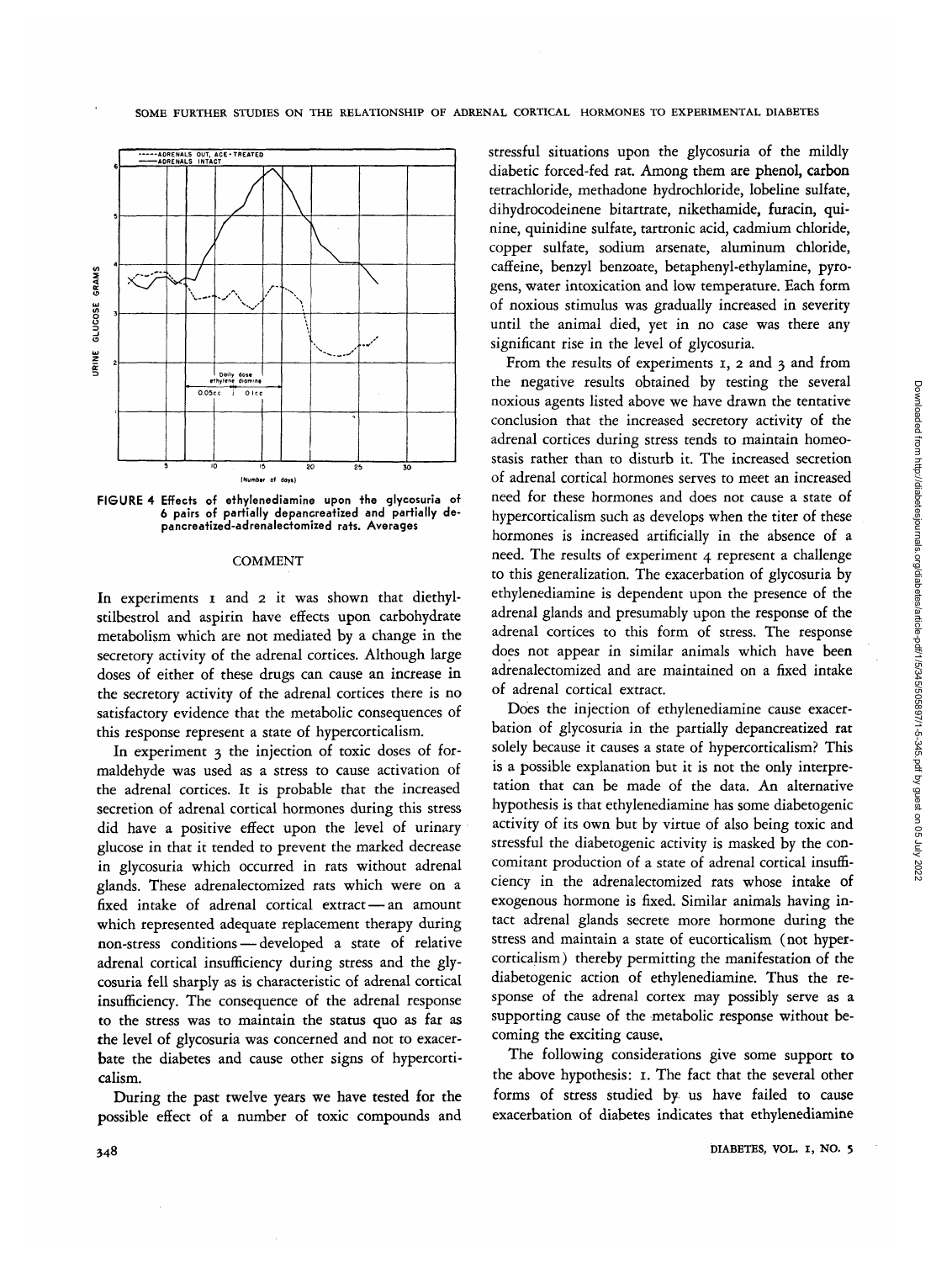FIGURE 4 Effects of ethylenediamine upon the glycosuria of 6 pairs of partially depancreatized and partially depancreatized-adrenalectomized rats. Averages

## COMMENT

In experiments 1 and 2 it was shown that diethylstilbestrol and aspirin have effects upon carbohydrate metabolism which are not mediated by a change in the secretory activity of the adrenal cortices. Although large doses of either of these drugs can cause an increase in the secretory activity of the adrenal cortices there is no satisfactory evidence that the metabolic consequences of this response represent a state of hypercorticalism.

In experiment 3 the injection of toxic doses of formaldehyde was used as a stress to cause activation of the adrenal cortices. It is probable that the increased secretion of adrenal cortical hormones during this stress did have a positive effect upon the level of urinary glucose in that it tended to prevent the marked decrease in glycosuria which occurred in rats without adrenal glands. These adrenalectomized rats which were on a fixed intake of adrenal cortical extract — an amount which represented adequate replacement therapy during non-stress conditions — developed a state of relative adrenal cortical insufficiency during stress and the glycosuria fell sharply as is characteristic of adrenal cortical insufficiency. The consequence of the adrenal response to the stress was to maintain the status quo as far as the level of glycosuria was concerned and not to exacerbate the diabetes and cause other signs of hypercorticalism.

During the past twelve years we have tested for the possible effect of a number of toxic compounds and stressful situations upon the glycosuria of the mildly diabetic forced-fed rat. Among them are phenol, carbon tetrachloride, methadone hydrochloride, lobeline sulfate, dihydrocodeinene bitartrate, nikethamide, furacin, quinine, quinidine sulfate, tartronic acid, cadmium chloride, copper sulfate, sodium arsenate, aluminum chloride, caffeine, benzyl benzoate, betaphenyl-ethylamine, pyrogens, water intoxication and low temperature. Each form of noxious stimulus was gradually increased in severity until the animal died, yet in no case was there any significant rise in the level of glycosuria.

From the results of experiments 1, 2 and 3 and from the negative results obtained by testing the several noxious agents listed above we have drawn the tentative conclusion that the increased secretory activity of the adrenal cortices during stress tends to maintain homeostasis rather than to disturb it. The increased secretion of adrenal cortical hormones serves to meet an increased need for these hormones and does not cause a state of hypercorticalism such as develops when the titer of these hormones is increased artificially in the absence of a need. The results of experiment 4 represent a challenge to this generalization. The exacerbation of glycosuria by ethylenediamine is dependent upon the presence of the adrenal glands and presumably upon the response of the adrenal cortices to this form of stress. The response does not appear in similar animals which have been adrenalectomized and are maintained on a fixed intake of adrenal cortical extract.

Does the injection of ethylenediamine cause exacerbation of glycosuria in the partially depancreatized rat solely because it causes a state of hypercorticalism? This is a possible explanation but it is not the only interpretation that can be made of the data. An alternative hypothesis is that ethylenediamine has some diabetogenic activity of its own but by virtue of also being toxic and stressful the diabetogenic activity is masked by the concomitant production of a state of adrenal cortical insufficiency in the adrenalectomized rats whose intake of exogenous hormone is fixed. Similar animals having intact adrenal glands secrete more hormone during the stress and maintain a state of eucorticalism (not hypercorticalism) thereby permitting the manifestation of the diabetogenic action of ethylenediamine. Thus the response of the adrenal cortex may possibly serve as a supporting cause of the metabolic response without becoming the exciting cause.

The following considerations give some support to the above hypothesis: 1. The fact that the several other forms of stress studied by us have failed to cause exacerbation of diabetes indicates that ethylenediamine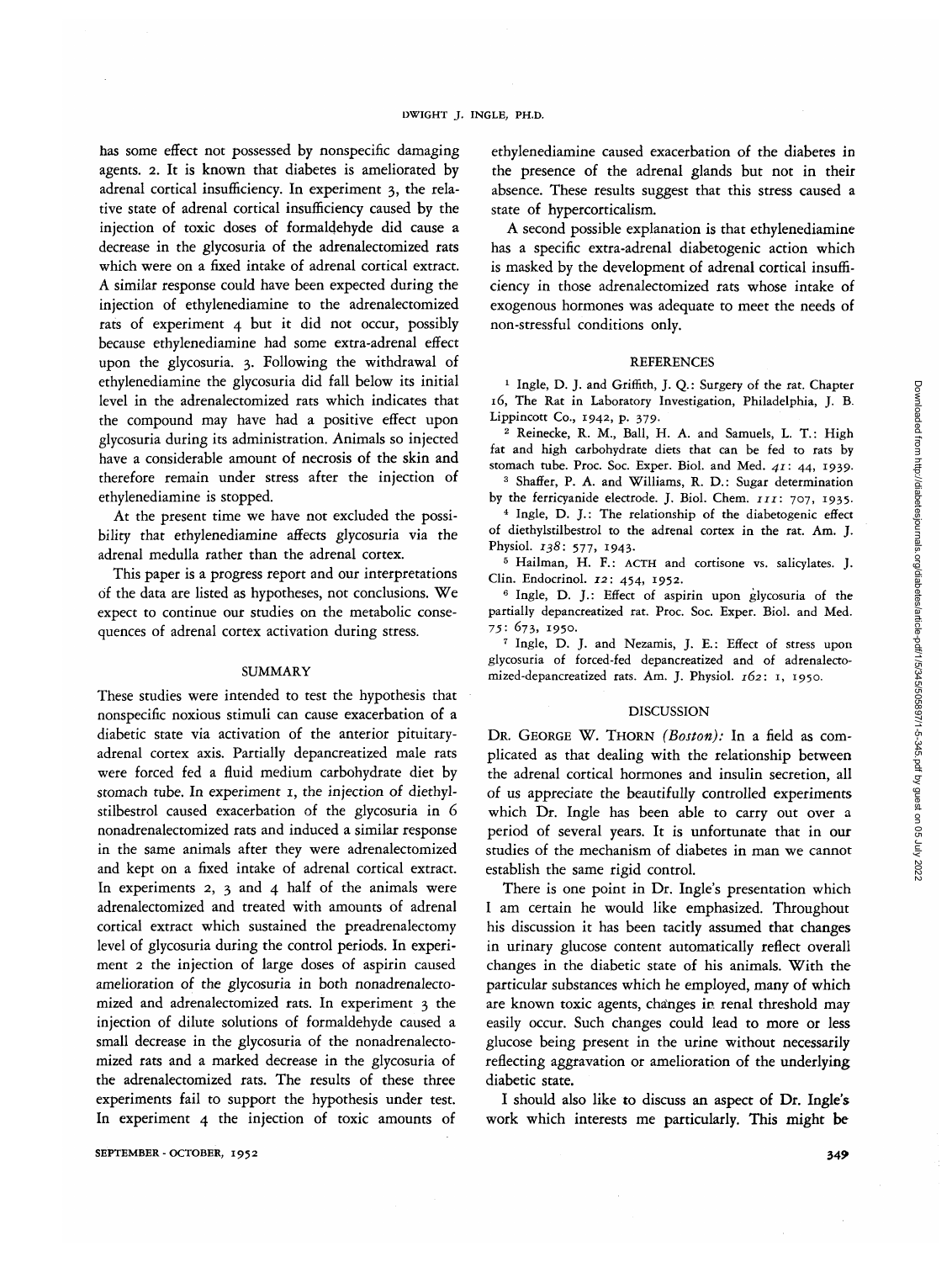has some effect not possessed by nonspecific damaging agents. 2. It is known that diabetes is ameliorated by adrenal cortical insufficiency. In experiment 3, the relative state of adrenal cortical insufficiency caused by the injection of toxic doses of formaldehyde did cause a decrease in the glycosuria of the adrenalectomized rats which were on a fixed intake of adrenal cortical extract. A similar response could have been expected during the injection of ethylenediamine to the adrenalectomized rats of experiment 4 but it did not occur, possibly because ethylenediamine had some extra-adrenal effect upon the glycosuria. 3. Following the withdrawal of ethylenediamine the glycosuria did fall below its initial level in the adrenalectomized rats which indicates that the compound may have had a positive effect upon glycosuria during its administration. Animals so injected have a considerable amount of necrosis of the skin and therefore remain under stress after the injection of ethylenediamine is stopped.

At the present time we have not excluded the possibility that ethylenediamine affects glycosuria via the adrenal medulla rather than the adrenal cortex.

This paper is a progress report and our interpretations of the data are listed as hypotheses, not conclusions. We expect to continue our studies on the metabolic consequences of adrenal cortex activation during stress.

## SUMMARY

These studies were intended to test the hypothesis that nonspecific noxious stimuli can cause exacerbation of a diabetic state via activation of the anterior pituitary-adrenal cortex axis. Partially depancreatized male rats were forced fed a fluid medium carbohydrate diet by stomach tube. In experiment 1, the injection of diethylstilbestrol caused exacerbation of the glycosuria in 6 nonadrenalectomized rats and induced a similar response in the same animals after they were adrenalectomized and kept on a fixed intake of adrenal cortical extract. In experiments 2, 3 and 4 half of the animals were adrenalectomized and treated with amounts of adrenal cortical extract which sustained the preadrenalectomy level of glycosuria during the control periods. In experiment 2 the injection of large doses of aspirin caused amelioration of the glycosuria in both nonadrenalectomized and adrenalectomized rats. In experiment 3 the injection of dilute solutions of formaldehyde caused a small decrease in the glycosuria of the nonadrenalectomized rats and a marked decrease in the glycosuria of the adrenalectomized rats. The results of these three experiments fail to support the hypothesis under test. In experiment 4 the injection of toxic amounts of ethylenediamine caused exacerbation of the diabetes in the presence of the adrenal glands but not in their absence. These results suggest that this stress caused a state of hypercorticalism.

A second possible explanation is that ethylenediamine has a specific extra-adrenal diabetogenic action which is masked by the development of adrenal cortical insufficiency in those adrenalectomized rats whose intake of exogenous hormones was adequate to meet the needs of non-stressful conditions only.

## REFERENCES

[1] Ingle, D. J. and Griffith, J. Q.: Surgery of the rat. Chapter 16, The Rat in Laboratory Investigation, Philadelphia, J. B. Lippincott Co., 1942, p. 379.

[2] Reinecke, R. M., Ball, H. A. and Samuels, L. T.: High fat and high carbohydrate diets that can be fed to rats by stomach tube. Proc. Soc. Exper. Biol. and Med. *41*: 44, 1939.

[3] Shaffer, P. A. and Williams, R. D.: Sugar determination by the ferricyanide electrode. J. Biol. Chem. *111*: 707, 1935.

[4] Ingle, D. J.: The relationship of the diabetogenic effect of diethylstilbestrol to the adrenal cortex in the rat. Am. J. Physiol. *138*: 577, 1943.

[5] Hailman, H. F.: ACTH and cortisone vs. salicylates. J. Clin. Endocrinol. *12*: 454, 1952.

[6] Ingle, D. J.: Effect of aspirin upon glycosuria of the partially depancreatized rat. Proc. Soc. Exper. Biol. and Med. *75*: 673, 1950.

[7] Ingle, D. J. and Nezamis, J. E.: Effect of stress upon glycosuria of forced-fed depancreatized and of adrenalectomized-depancreatized rats. Am. J. Physiol. *162*: 1, 1950.

## DISCUSSION

DR. GEORGE W. THORN *(Boston)*: In a field as complicated as that dealing with the relationship between the adrenal cortical hormones and insulin secretion, all of us appreciate the beautifully controlled experiments which Dr. Ingle has been able to carry out over a period of several years. It is unfortunate that in our studies of the mechanism of diabetes in man we cannot establish the same rigid control.

There is one point in Dr. Ingle's presentation which I am certain he would like emphasized. Throughout his discussion it has been tacitly assumed that changes in urinary glucose content automatically reflect overall changes in the diabetic state of his animals. With the particular substances which he employed, many of which are known toxic agents, changes in renal threshold may easily occur. Such changes could lead to more or less glucose being present in the urine without necessarily reflecting aggravation or amelioration of the underlying diabetic state.

I should also like to discuss an aspect of Dr. Ingle's work which interests me particularly. This might be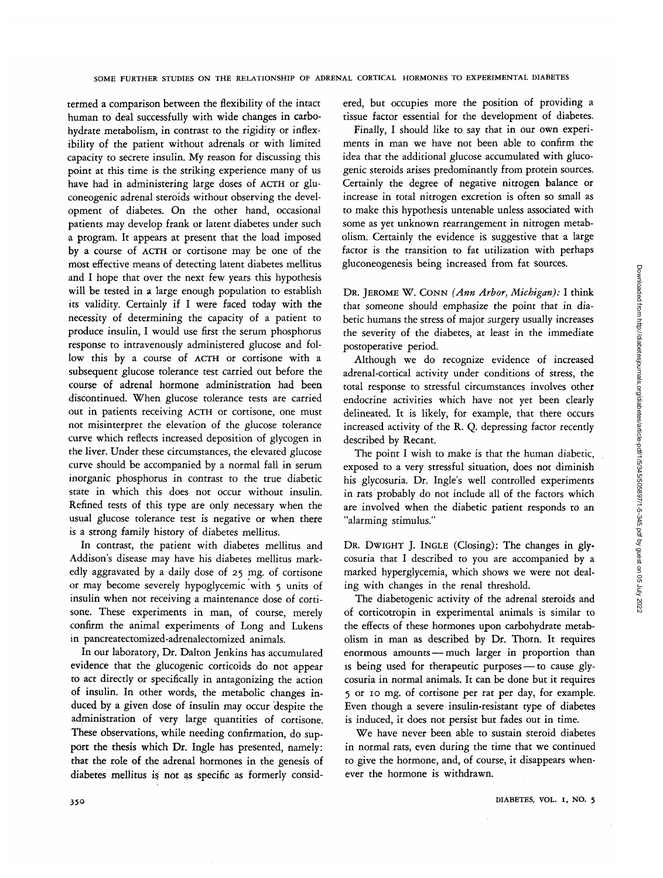termed a comparison between the flexibility of the intact human to deal successfully with wide changes in carbohydrate metabolism, in contrast to the rigidity or inflexibility of the patient without adrenals or with limited capacity to secrete insulin. My reason for discussing this point at this time is the striking experience many of us have had in administering large doses of ACTH or gluconeogenic adrenal steroids without observing the development of diabetes. On the other hand, occasional patients may develop frank or latent diabetes under such a program. It appears at present that the load imposed by a course of ACTH or cortisone may be one of the most effective means of detecting latent diabetes mellitus and I hope that over the next few years this hypothesis will be tested in a large enough population to establish its validity. Certainly if I were faced today with the necessity of determining the capacity of a patient to produce insulin, I would use first the serum phosphorus response to intravenously administered glucose and follow this by a course of ACTH or cortisone with a subsequent glucose tolerance test carried out before the course of adrenal hormone administration had been discontinued. When glucose tolerance tests are carried out in patients receiving ACTH or cortisone, one must not misinterpret the elevation of the glucose tolerance curve which reflects increased deposition of glycogen in the liver. Under these circumstances, the elevated glucose curve should be accompanied by a normal fall in serum inorganic phosphorus in contrast to the true diabetic state in which this does not occur without insulin. Refined tests of this type are only necessary when the usual glucose tolerance test is negative or when there is a strong family history of diabetes mellitus.

In contrast, the patient with diabetes mellitus and Addison's disease may have his diabetes mellitus markedly aggravated by a daily dose of 25 mg. of cortisone or may become severely hypoglycemic with 5 units of insulin when not receiving a maintenance dose of cortisone. These experiments in man, of course, merely confirm the animal experiments of Long and Lukens in pancreatectomized-adrenalectomized animals.

In our laboratory, Dr. Dalton Jenkins has accumulated evidence that the glucogenic corticoids do not appear to act directly or specifically in antagonizing the action of insulin. In other words, the metabolic changes induced by a given dose of insulin may occur despite the administration of very large quantities of cortisone. These observations, while needing confirmation, do support the thesis which Dr. Ingle has presented, namely: that the role of the adrenal hormones in the genesis of diabetes mellitus is not as specific as formerly considered, but occupies more the position of providing a tissue factor essential for the development of diabetes.

Finally, I should like to say that in our own experiments in man we have not been able to confirm the idea that the additional glucose accumulated with glucogenic steroids arises predominantly from protein sources. Certainly the degree of negative nitrogen balance or increase in total nitrogen excretion is often so small as to make this hypothesis untenable unless associated with some as yet unknown rearrangement in nitrogen metabolism. Certainly the evidence is suggestive that a large factor is the transition to fat utilization with perhaps gluconeogenesis being increased from fat sources.

DR. JEROME W. CONN *(Ann Arbor, Michigan):* I think that someone should emphasize the point that in diabetic humans the stress of major surgery usually increases the severity of the diabetes, at least in the immediate postoperative period.

Although we do recognize evidence of increased adrenal-cortical activity under conditions of stress, the total response to stressful circumstances involves other endocrine activities which have not yet been clearly delineated. It is likely, for example, that there occurs increased activity of the R. Q. depressing factor recently described by Recant.

The point I wish to make is that the human diabetic, exposed to a very stressful situation, does not diminish his glycosuria. Dr. Ingle's well controlled experiments in rats probably do not include all of the factors which are involved when the diabetic patient responds to an "alarming stimulus."

DR. DWIGHT J. INGLE (Closing): The changes in glycosuria that I described to you are accompanied by a marked hyperglycemia, which shows we were not dealing with changes in the renal threshold.

The diabetogenic activity of the adrenal steroids and of corticotropin in experimental animals is similar to the effects of these hormones upon carbohydrate metabolism in man as described by Dr. Thorn. It requires enormous amounts — much larger in proportion than is being used for therapeutic purposes — to cause glycosuria in normal animals. It can be done but it requires 5 or 10 mg. of cortisone per rat per day, for example. Even though a severe insulin-resistant type of diabetes is induced, it does not persist but fades out in time.

We have never been able to sustain steroid diabetes in normal rats, even during the time that we continued to give the hormone, and, of course, it disappears whenever the hormone is withdrawn.